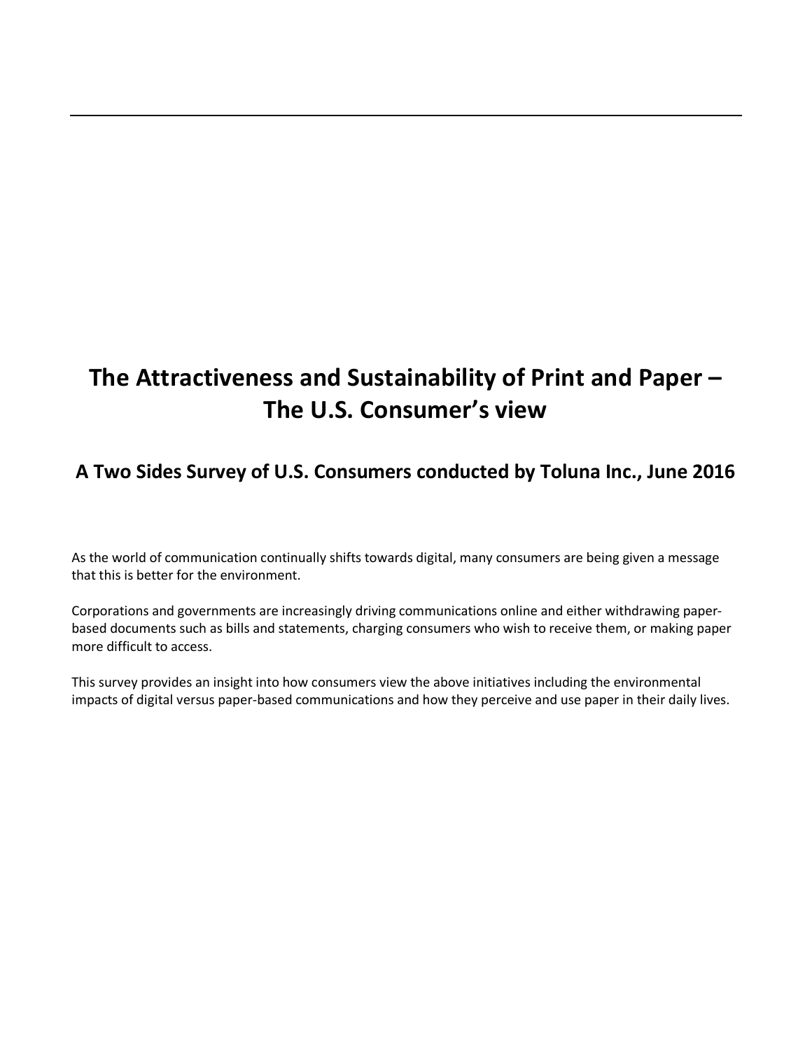# The Attractiveness and Sustainability of Print and Paper – The U.S. Consumer's view

## A Two Sides Survey of U.S. Consumers conducted by Toluna Inc., June 2016

As the world of communication continually shifts towards digital, many consumers are being given a message that this is better for the environment.

Corporations and governments are increasingly driving communications online and either withdrawing paper-based documents such as bills and statements, charging consumers who wish to receive them, or making paper more difficult to access.

This survey provides an insight into how consumers view the above initiatives including the environmental impacts of digital versus paper-based communications and how they perceive and use paper in their daily lives.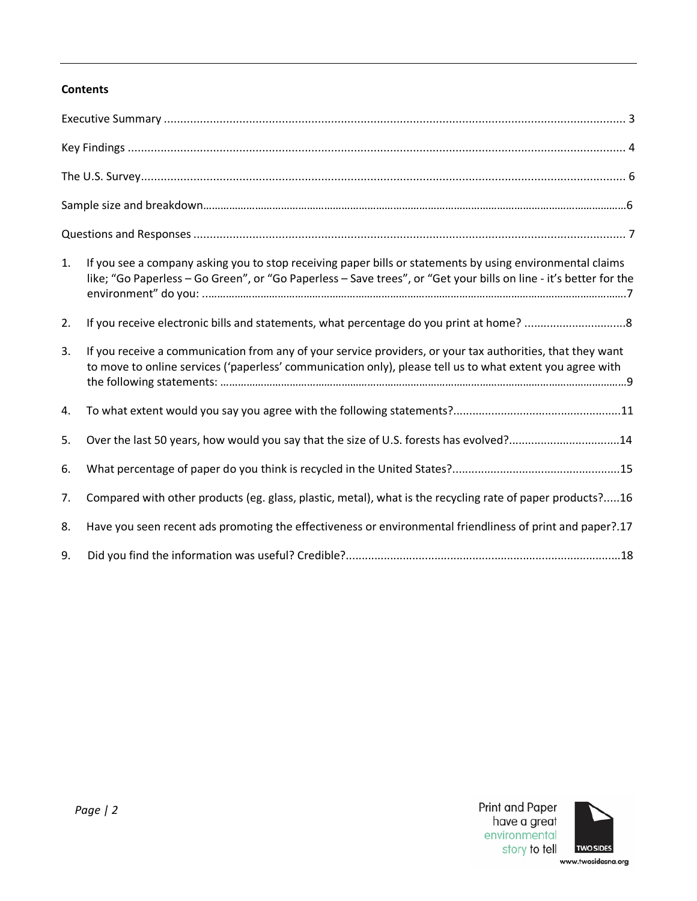**Contents**

Executive Summary ............................................................................................................................................ 3

Key Findings ...................................................................................................................................................... 4

The U.S. Survey.................................................................................................................................................. 6

Sample size and breakdown..................................................................................................................................6

Questions and Responses .................................................................................................................................. 7

1. If you see a company asking you to stop receiving paper bills or statements by using environmental claims like; "Go Paperless – Go Green", or "Go Paperless – Save trees", or "Get your bills on line - it's better for the environment" do you: ...........................................................................................................................................7

2. If you receive electronic bills and statements, what percentage do you print at home? ................................8

3. If you receive a communication from any of your service providers, or your tax authorities, that they want to move to online services ('paperless' communication only), please tell us to what extent you agree with the following statements: ...........................................................................................................................................9

4. To what extent would you say you agree with the following statements?....................................................11

5. Over the last 50 years, how would you say that the size of U.S. forests has evolved?..................................14

6. What percentage of paper do you think is recycled in the United States?....................................................15

7. Compared with other products (eg. glass, plastic, metal), what is the recycling rate of paper products?.....16

8. Have you seen recent ads promoting the effectiveness or environmental friendliness of print and paper?.17

9. Did you find the information was useful? Credible?......................................................................................18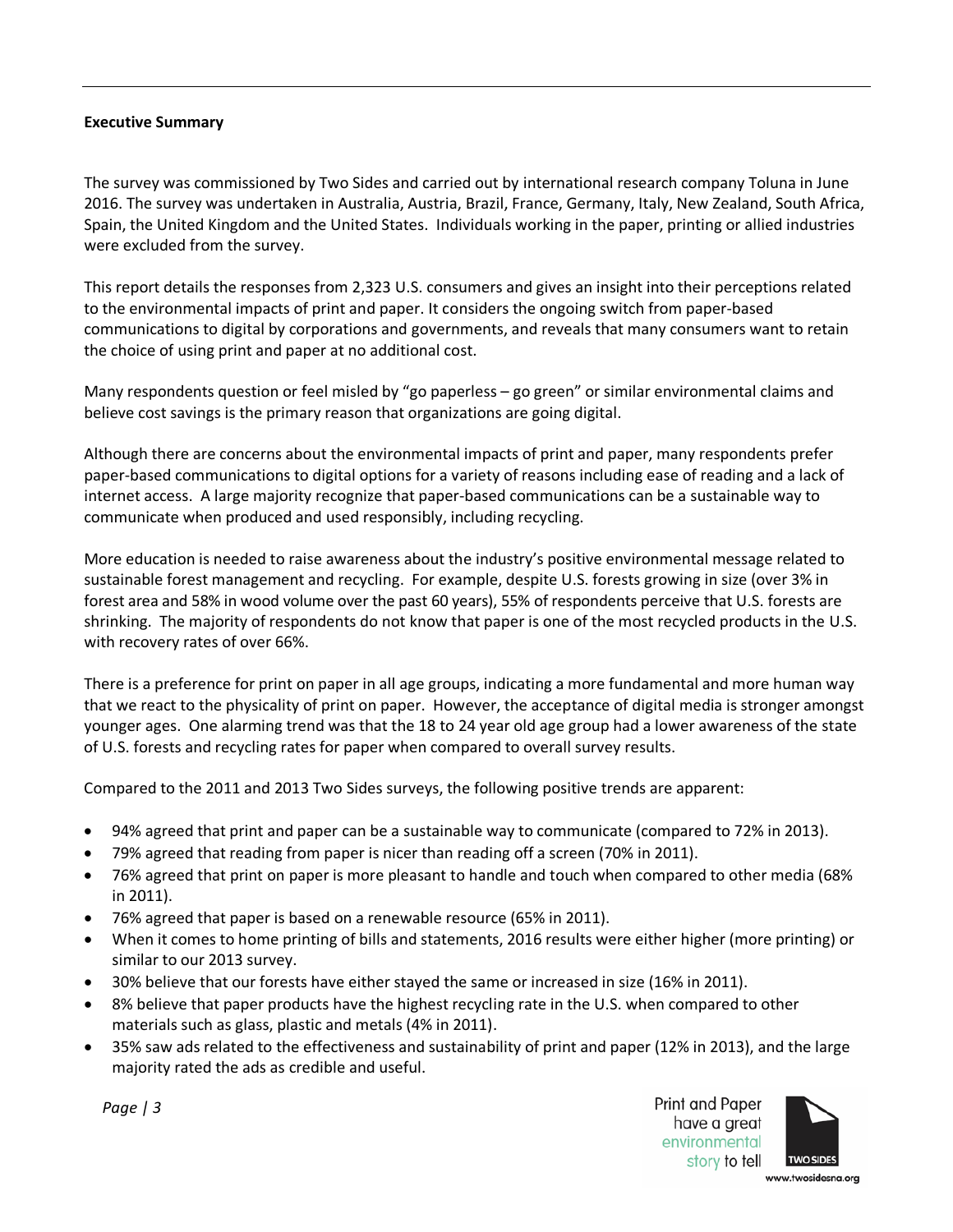**Executive Summary**

The survey was commissioned by Two Sides and carried out by international research company Toluna in June 2016. The survey was undertaken in Australia, Austria, Brazil, France, Germany, Italy, New Zealand, South Africa, Spain, the United Kingdom and the United States. Individuals working in the paper, printing or allied industries were excluded from the survey.

This report details the responses from 2,323 U.S. consumers and gives an insight into their perceptions related to the environmental impacts of print and paper. It considers the ongoing switch from paper-based communications to digital by corporations and governments, and reveals that many consumers want to retain the choice of using print and paper at no additional cost.

Many respondents question or feel misled by "go paperless – go green" or similar environmental claims and believe cost savings is the primary reason that organizations are going digital.

Although there are concerns about the environmental impacts of print and paper, many respondents prefer paper-based communications to digital options for a variety of reasons including ease of reading and a lack of internet access. A large majority recognize that paper-based communications can be a sustainable way to communicate when produced and used responsibly, including recycling.

More education is needed to raise awareness about the industry's positive environmental message related to sustainable forest management and recycling. For example, despite U.S. forests growing in size (over 3% in forest area and 58% in wood volume over the past 60 years), 55% of respondents perceive that U.S. forests are shrinking. The majority of respondents do not know that paper is one of the most recycled products in the U.S. with recovery rates of over 66%.

There is a preference for print on paper in all age groups, indicating a more fundamental and more human way that we react to the physicality of print on paper. However, the acceptance of digital media is stronger amongst younger ages. One alarming trend was that the 18 to 24 year old age group had a lower awareness of the state of U.S. forests and recycling rates for paper when compared to overall survey results.

Compared to the 2011 and 2013 Two Sides surveys, the following positive trends are apparent:

- 94% agreed that print and paper can be a sustainable way to communicate (compared to 72% in 2013).
- 79% agreed that reading from paper is nicer than reading off a screen (70% in 2011).
- 76% agreed that print on paper is more pleasant to handle and touch when compared to other media (68% in 2011).
- 76% agreed that paper is based on a renewable resource (65% in 2011).
- When it comes to home printing of bills and statements, 2016 results were either higher (more printing) or similar to our 2013 survey.
- 30% believe that our forests have either stayed the same or increased in size (16% in 2011).
- 8% believe that paper products have the highest recycling rate in the U.S. when compared to other materials such as glass, plastic and metals (4% in 2011).
- 35% saw ads related to the effectiveness and sustainability of print and paper (12% in 2013), and the large majority rated the ads as credible and useful.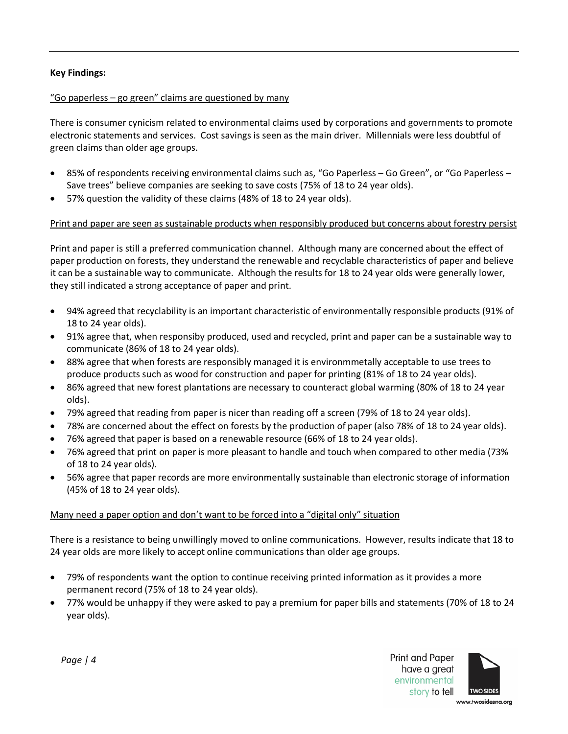**Key Findings:**

"Go paperless – go green" claims are questioned by many

There is consumer cynicism related to environmental claims used by corporations and governments to promote electronic statements and services. Cost savings is seen as the main driver. Millennials were less doubtful of green claims than older age groups.

- 85% of respondents receiving environmental claims such as, "Go Paperless – Go Green", or "Go Paperless – Save trees" believe companies are seeking to save costs (75% of 18 to 24 year olds).
- 57% question the validity of these claims (48% of 18 to 24 year olds).

Print and paper are seen as sustainable products when responsibly produced but concerns about forestry persist

Print and paper is still a preferred communication channel. Although many are concerned about the effect of paper production on forests, they understand the renewable and recyclable characteristics of paper and believe it can be a sustainable way to communicate. Although the results for 18 to 24 year olds were generally lower, they still indicated a strong acceptance of paper and print.

- 94% agreed that recyclability is an important characteristic of environmentally responsible products (91% of 18 to 24 year olds).
- 91% agree that, when responsiby produced, used and recycled, print and paper can be a sustainable way to communicate (86% of 18 to 24 year olds).
- 88% agree that when forests are responsibly managed it is environmmetally acceptable to use trees to produce products such as wood for construction and paper for printing (81% of 18 to 24 year olds).
- 86% agreed that new forest plantations are necessary to counteract global warming (80% of 18 to 24 year olds).
- 79% agreed that reading from paper is nicer than reading off a screen (79% of 18 to 24 year olds).
- 78% are concerned about the effect on forests by the production of paper (also 78% of 18 to 24 year olds).
- 76% agreed that paper is based on a renewable resource (66% of 18 to 24 year olds).
- 76% agreed that print on paper is more pleasant to handle and touch when compared to other media (73% of 18 to 24 year olds).
- 56% agree that paper records are more environmentally sustainable than electronic storage of information (45% of 18 to 24 year olds).

Many need a paper option and don't want to be forced into a "digital only" situation

There is a resistance to being unwillingly moved to online communications. However, results indicate that 18 to 24 year olds are more likely to accept online communications than older age groups.

- 79% of respondents want the option to continue receiving printed information as it provides a more permanent record (75% of 18 to 24 year olds).
- 77% would be unhappy if they were asked to pay a premium for paper bills and statements (70% of 18 to 24 year olds).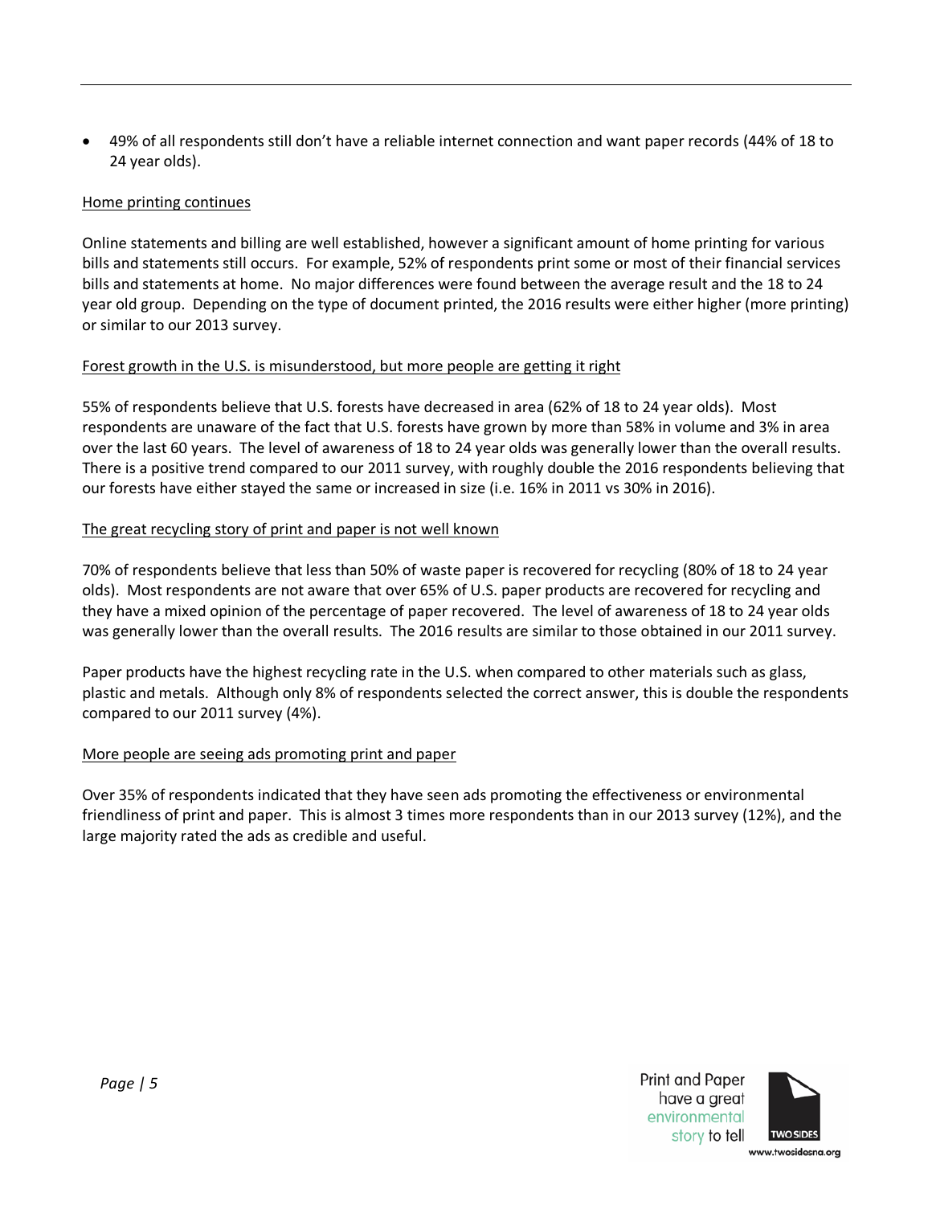- 49% of all respondents still don't have a reliable internet connection and want paper records (44% of 18 to 24 year olds).

Home printing continues

Online statements and billing are well established, however a significant amount of home printing for various bills and statements still occurs. For example, 52% of respondents print some or most of their financial services bills and statements at home. No major differences were found between the average result and the 18 to 24 year old group. Depending on the type of document printed, the 2016 results were either higher (more printing) or similar to our 2013 survey.

Forest growth in the U.S. is misunderstood, but more people are getting it right

55% of respondents believe that U.S. forests have decreased in area (62% of 18 to 24 year olds). Most respondents are unaware of the fact that U.S. forests have grown by more than 58% in volume and 3% in area over the last 60 years. The level of awareness of 18 to 24 year olds was generally lower than the overall results. There is a positive trend compared to our 2011 survey, with roughly double the 2016 respondents believing that our forests have either stayed the same or increased in size (i.e. 16% in 2011 vs 30% in 2016).

The great recycling story of print and paper is not well known

70% of respondents believe that less than 50% of waste paper is recovered for recycling (80% of 18 to 24 year olds). Most respondents are not aware that over 65% of U.S. paper products are recovered for recycling and they have a mixed opinion of the percentage of paper recovered. The level of awareness of 18 to 24 year olds was generally lower than the overall results. The 2016 results are similar to those obtained in our 2011 survey.

Paper products have the highest recycling rate in the U.S. when compared to other materials such as glass, plastic and metals. Although only 8% of respondents selected the correct answer, this is double the respondents compared to our 2011 survey (4%).

More people are seeing ads promoting print and paper

Over 35% of respondents indicated that they have seen ads promoting the effectiveness or environmental friendliness of print and paper. This is almost 3 times more respondents than in our 2013 survey (12%), and the large majority rated the ads as credible and useful.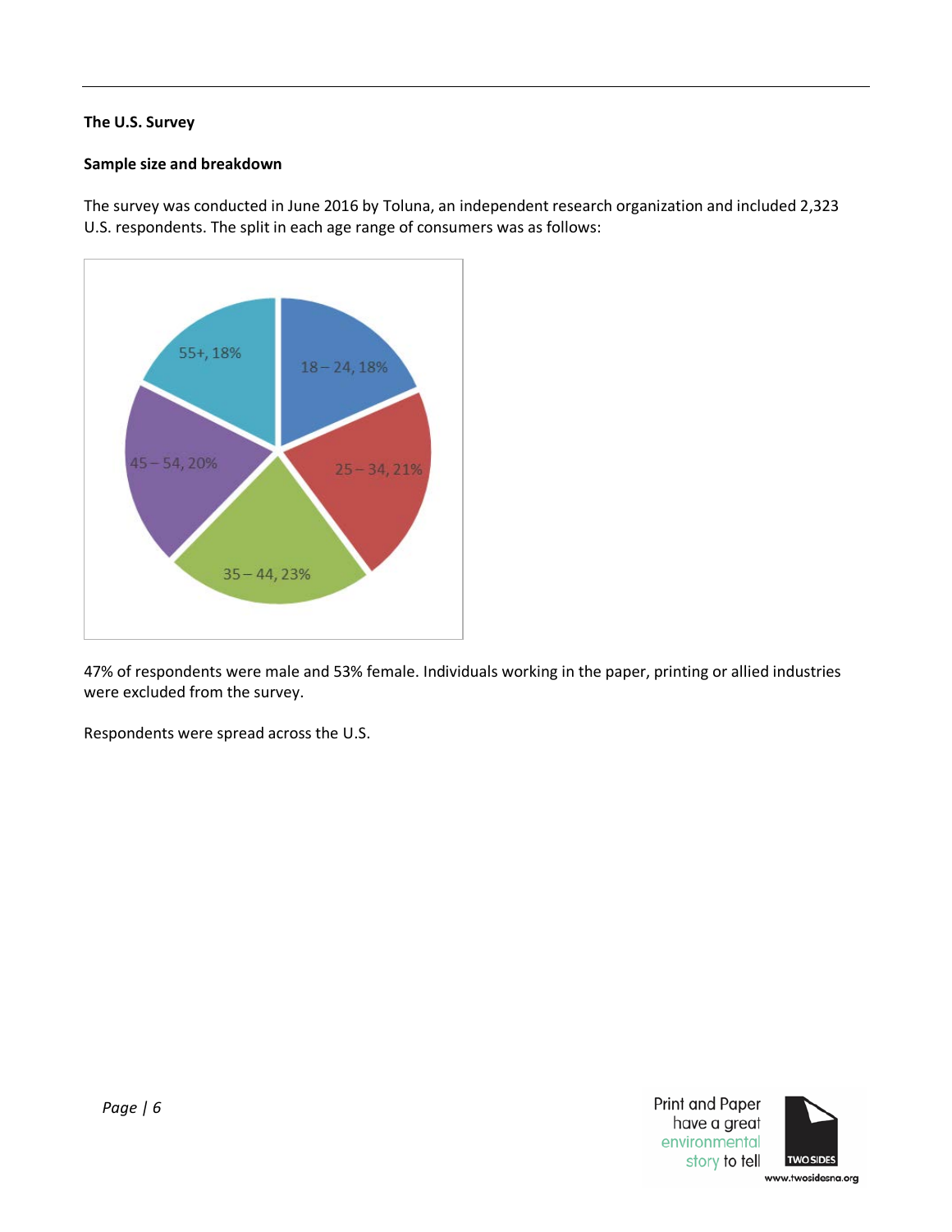**The U.S. Survey**

**Sample size and breakdown**

The survey was conducted in June 2016 by Toluna, an independent research organization and included 2,323 U.S. respondents. The split in each age range of consumers was as follows:

| Age range | Share |
| --- | --- |
| 18 – 24 | 18% |
| 25 – 34 | 21% |
| 35 – 44 | 23% |
| 45 – 54 | 20% |
| 55+ | 18% |

47% of respondents were male and 53% female. Individuals working in the paper, printing or allied industries were excluded from the survey.

Respondents were spread across the U.S.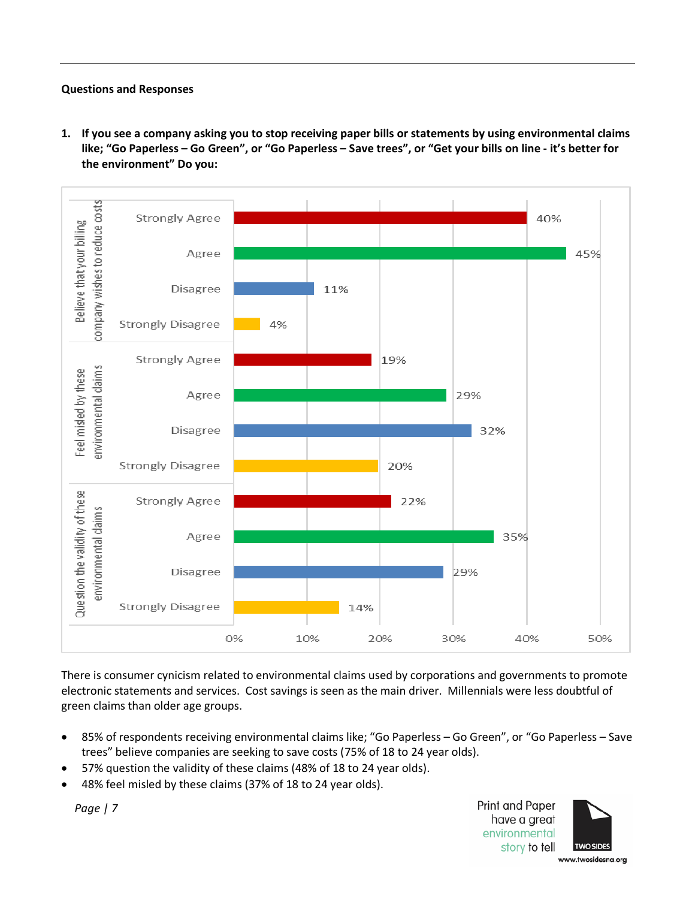**Questions and Responses**

1. **If you see a company asking you to stop receiving paper bills or statements by using environmental claims like; "Go Paperless – Go Green", or "Go Paperless – Save trees", or "Get your bills on line - it's better for the environment" Do you:**

| | | |
|---|---|---|
| Believe that your billing company wishes to reduce costs | Strongly Agree | 40% |
| | Agree | 45% |
| | Disagree | 11% |
| | Strongly Disagree | 4% |
| Feel misled by these environmental claims | Strongly Agree | 19% |
| | Agree | 29% |
| | Disagree | 32% |
| | Strongly Disagree | 20% |
| Question the validity of these environmental claims | Strongly Agree | 22% |
| | Agree | 35% |
| | Disagree | 29% |
| | Strongly Disagree | 14% |

There is consumer cynicism related to environmental claims used by corporations and governments to promote electronic statements and services. Cost savings is seen as the main driver. Millennials were less doubtful of green claims than older age groups.

- 85% of respondents receiving environmental claims like; "Go Paperless – Go Green", or "Go Paperless – Save trees" believe companies are seeking to save costs (75% of 18 to 24 year olds).
- 57% question the validity of these claims (48% of 18 to 24 year olds).
- 48% feel misled by these claims (37% of 18 to 24 year olds).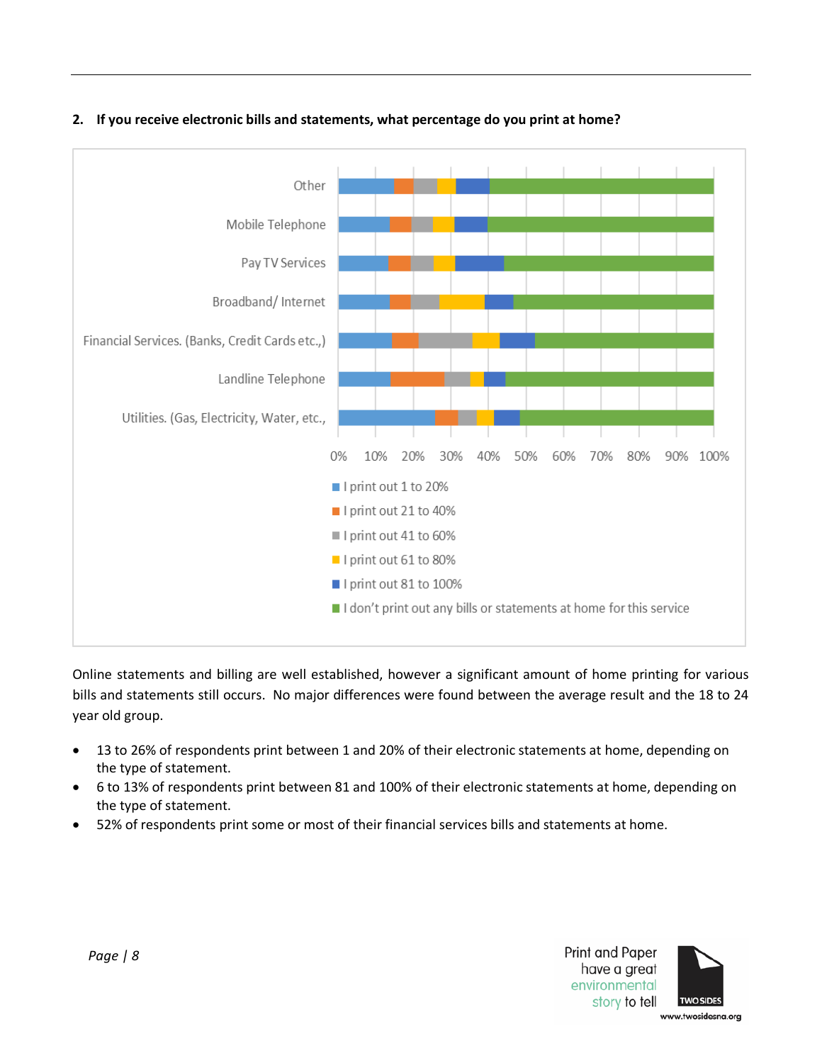**2. If you receive electronic bills and statements, what percentage do you print at home?**

Online statements and billing are well established, however a significant amount of home printing for various bills and statements still occurs. No major differences were found between the average result and the 18 to 24 year old group.

- 13 to 26% of respondents print between 1 and 20% of their electronic statements at home, depending on the type of statement.
- 6 to 13% of respondents print between 81 and 100% of their electronic statements at home, depending on the type of statement.
- 52% of respondents print some or most of their financial services bills and statements at home.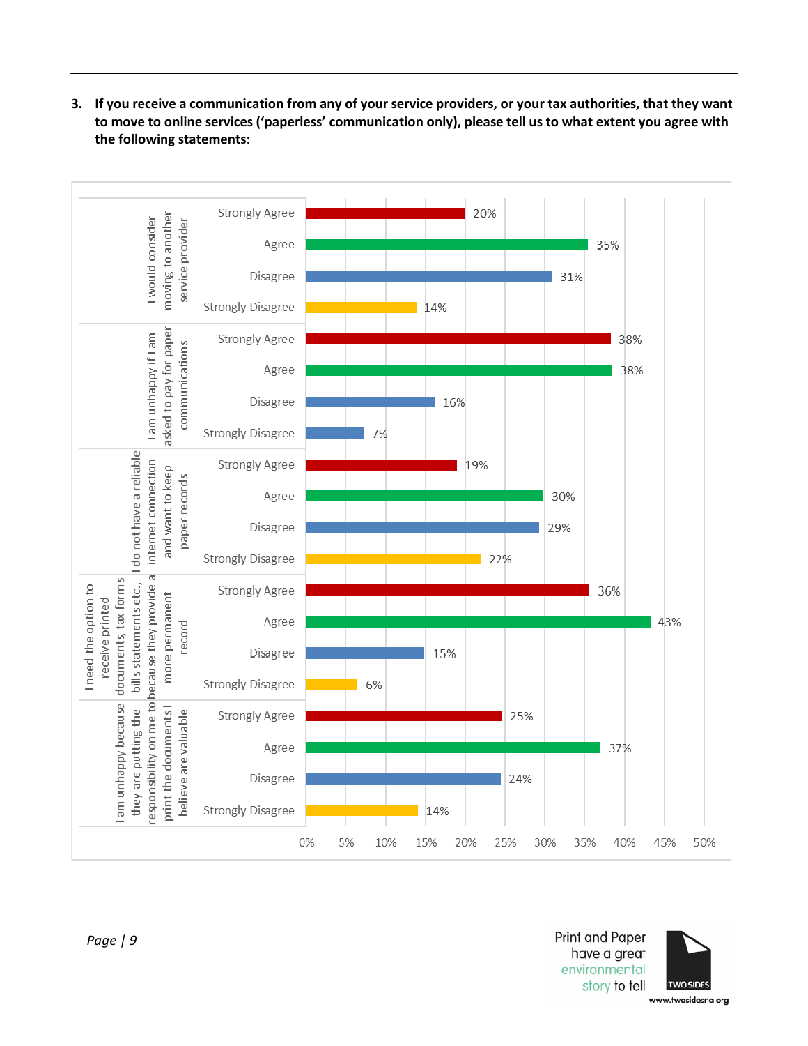3. **If you receive a communication from any of your service providers, or your tax authorities, that they want to move to online services ('paperless' communication only), please tell us to what extent you agree with the following statements:**

| Statement | Strongly Agree | Agree | Disagree | Strongly Disagree |
|---|---|---|---|---|
| I would consider moving to another service provider | 20% | 35% | 31% | 14% |
| I am unhappy if I am asked to pay for paper communications | 38% | 38% | 16% | 7% |
| I do not have a reliable internet connection and want to keep paper records | 19% | 30% | 29% | 22% |
| I need the option to receive printed documents, tax forms bills statements etc., because they provide a more permanent record | 36% | 43% | 15% | 6% |
| I am unhappy because they are putting the responsibility on me to print the documents I believe are valuable | 25% | 37% | 24% | 14% |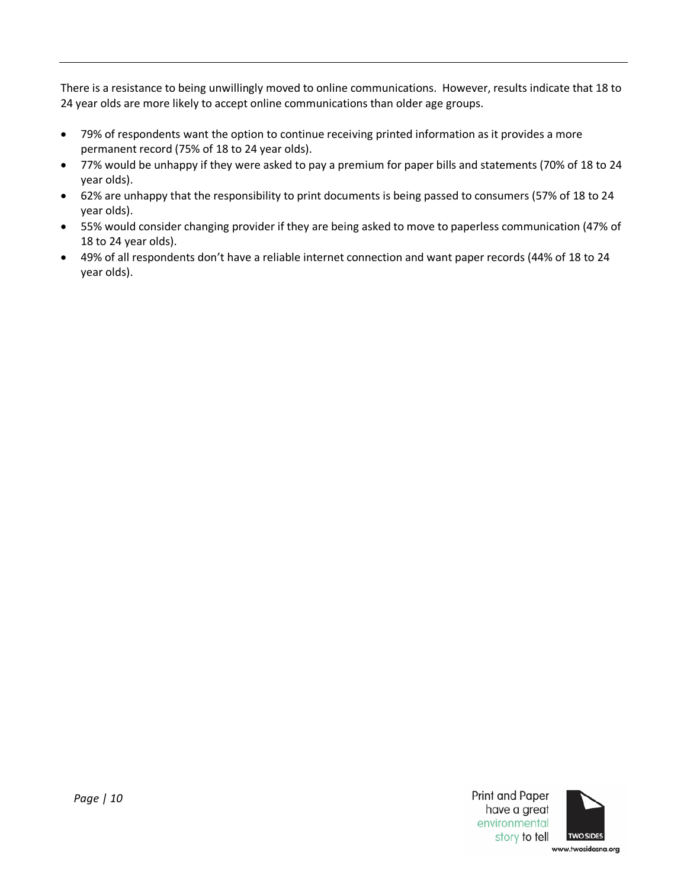There is a resistance to being unwillingly moved to online communications. However, results indicate that 18 to 24 year olds are more likely to accept online communications than older age groups.

- 79% of respondents want the option to continue receiving printed information as it provides a more permanent record (75% of 18 to 24 year olds).
- 77% would be unhappy if they were asked to pay a premium for paper bills and statements (70% of 18 to 24 year olds).
- 62% are unhappy that the responsibility to print documents is being passed to consumers (57% of 18 to 24 year olds).
- 55% would consider changing provider if they are being asked to move to paperless communication (47% of 18 to 24 year olds).
- 49% of all respondents don't have a reliable internet connection and want paper records (44% of 18 to 24 year olds).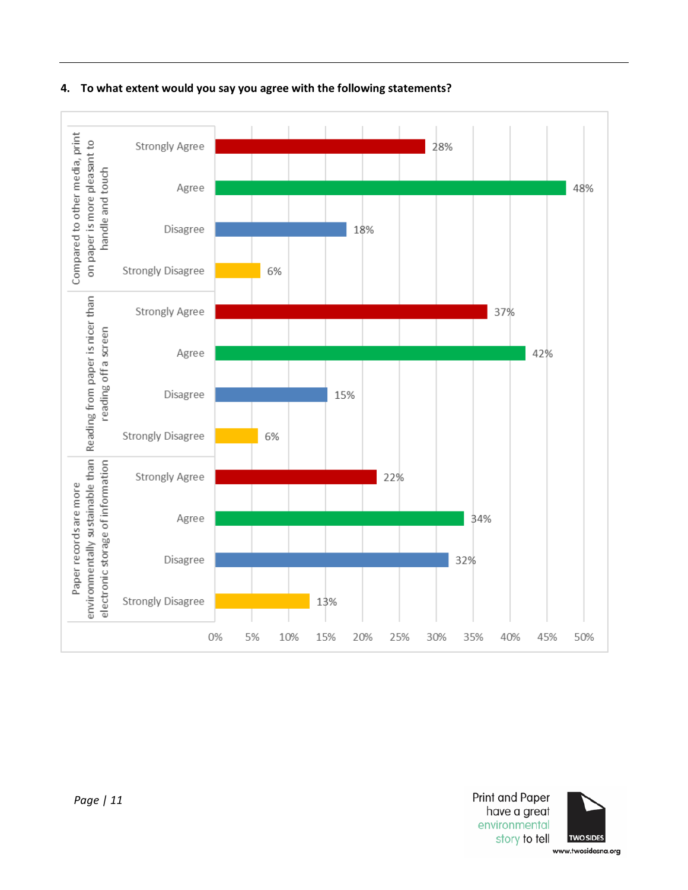**4. To what extent would you say you agree with the following statements?**

| Statement | Strongly Agree | Agree | Disagree | Strongly Disagree |
|---|---|---|---|---|
| Compared to other media, print on paper is more pleasant to handle and touch | 28% | 48% | 18% | 6% |
| Reading from paper is nicer than reading off a screen | 37% | 42% | 15% | 6% |
| Paper records are more environmentally sustainable than electronic storage of information | 22% | 34% | 32% | 13% |

Print and Paper have a great environmental story to tell

TWO SIDES

www.twosidesna.org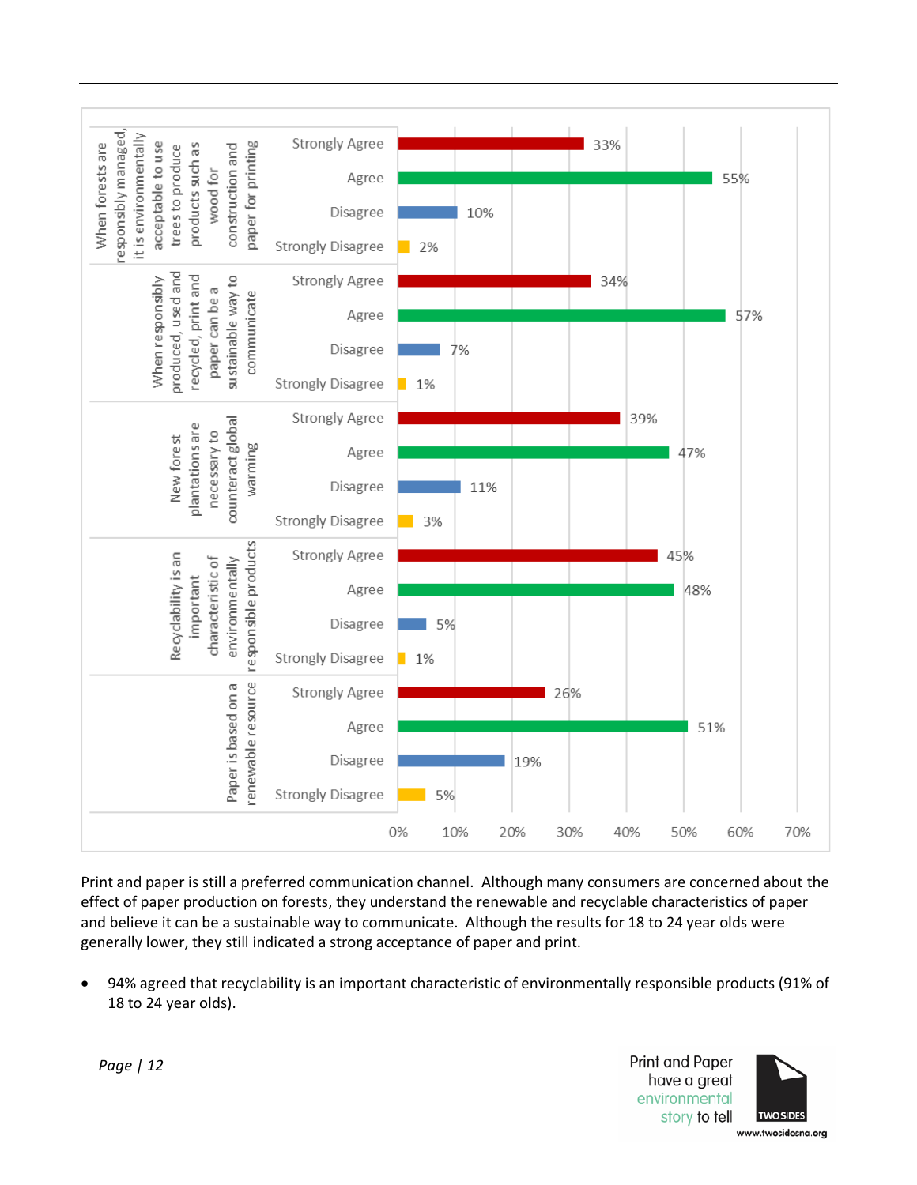| Statement | Strongly Agree | Agree | Disagree | Strongly Disagree |
| --- | --- | --- | --- | --- |
| When forests are responsibly managed, it is environmentally acceptable to use trees to produce products such as wood for construction and paper for printing | 33% | 55% | 10% | 2% |
| When responsibly produced, used and recycled, print and paper can be a sustainable way to communicate | 34% | 57% | 7% | 1% |
| New forest plantations are necessary to counteract global warming | 39% | 47% | 11% | 3% |
| Recyclability is an important characteristic of environmentally responsible products | 45% | 48% | 5% | 1% |
| Paper is based on a renewable resource | 26% | 51% | 19% | 5% |

Print and paper is still a preferred communication channel. Although many consumers are concerned about the effect of paper production on forests, they understand the renewable and recyclable characteristics of paper and believe it can be a sustainable way to communicate. Although the results for 18 to 24 year olds were generally lower, they still indicated a strong acceptance of paper and print.

- 94% agreed that recyclability is an important characteristic of environmentally responsible products (91% of 18 to 24 year olds).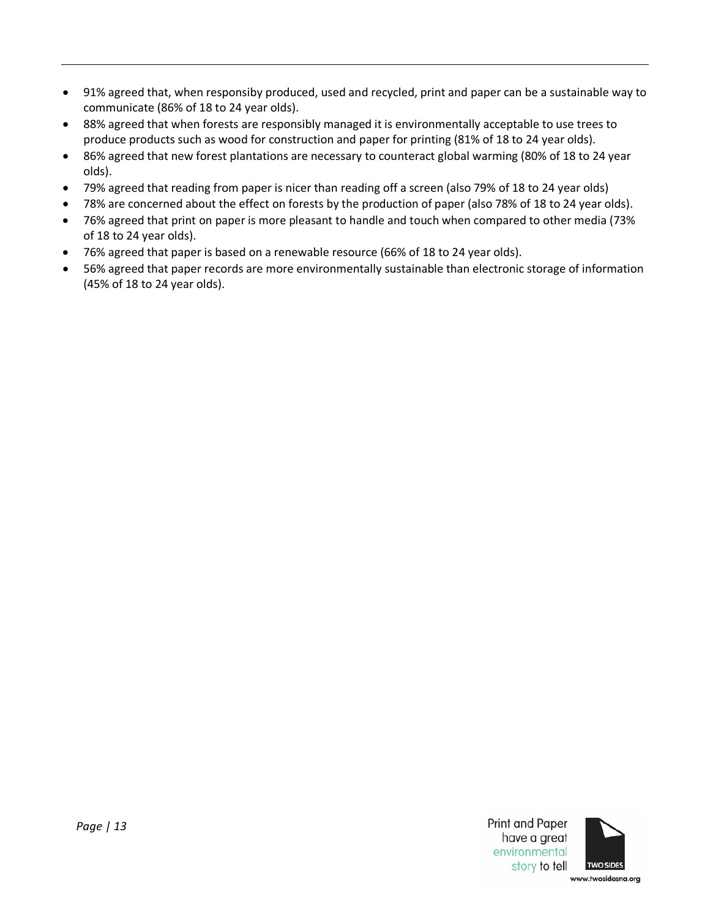- 91% agreed that, when responsiby produced, used and recycled, print and paper can be a sustainable way to communicate (86% of 18 to 24 year olds).
- 88% agreed that when forests are responsibly managed it is environmentally acceptable to use trees to produce products such as wood for construction and paper for printing (81% of 18 to 24 year olds).
- 86% agreed that new forest plantations are necessary to counteract global warming (80% of 18 to 24 year olds).
- 79% agreed that reading from paper is nicer than reading off a screen (also 79% of 18 to 24 year olds)
- 78% are concerned about the effect on forests by the production of paper (also 78% of 18 to 24 year olds).
- 76% agreed that print on paper is more pleasant to handle and touch when compared to other media (73% of 18 to 24 year olds).
- 76% agreed that paper is based on a renewable resource (66% of 18 to 24 year olds).
- 56% agreed that paper records are more environmentally sustainable than electronic storage of information (45% of 18 to 24 year olds).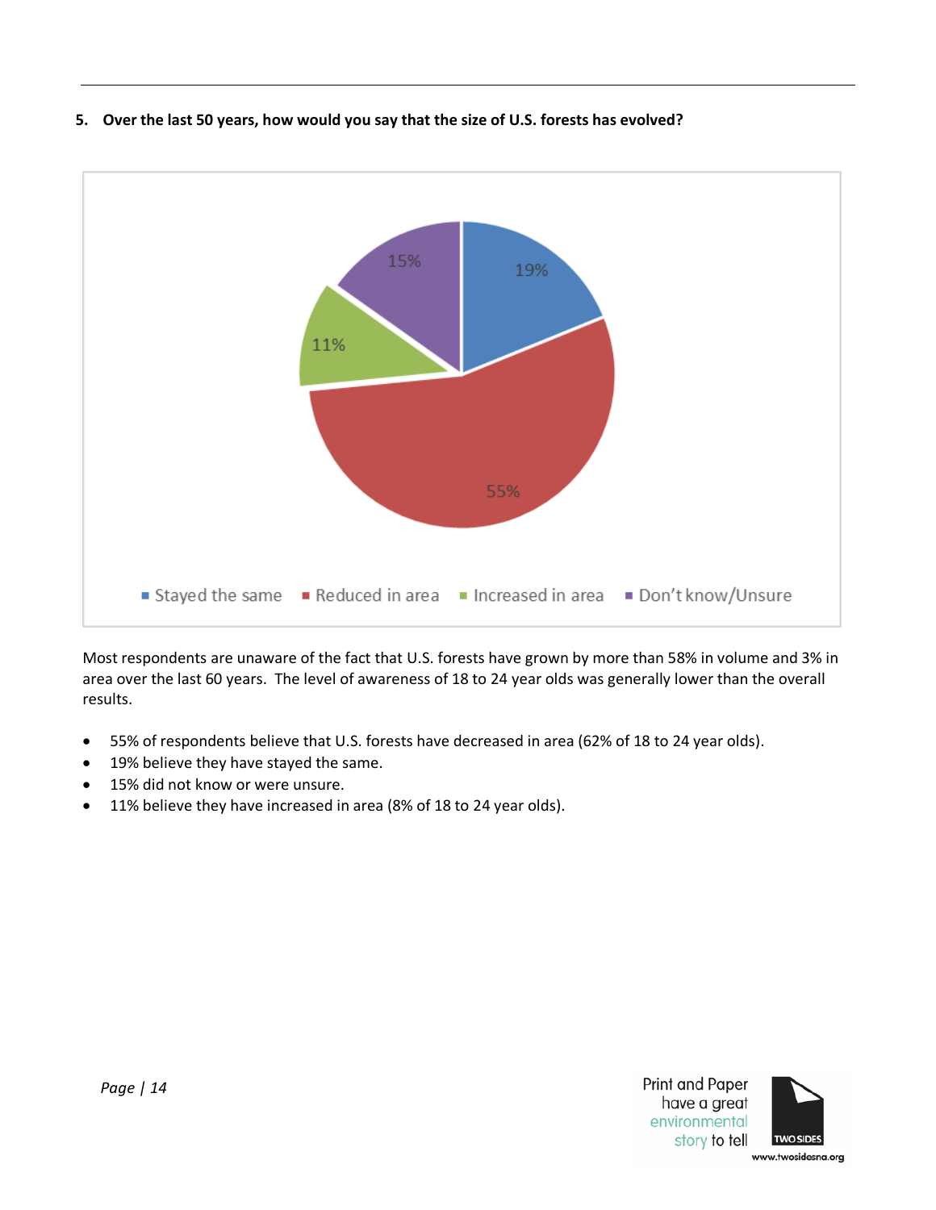**5. Over the last 50 years, how would you say that the size of U.S. forests has evolved?**

| Response | Percentage |
|---|---|
| Stayed the same | 19% |
| Reduced in area | 55% |
| Increased in area | 11% |
| Don't know/Unsure | 15% |

Most respondents are unaware of the fact that U.S. forests have grown by more than 58% in volume and 3% in area over the last 60 years. The level of awareness of 18 to 24 year olds was generally lower than the overall results.

- 55% of respondents believe that U.S. forests have decreased in area (62% of 18 to 24 year olds).
- 19% believe they have stayed the same.
- 15% did not know or were unsure.
- 11% believe they have increased in area (8% of 18 to 24 year olds).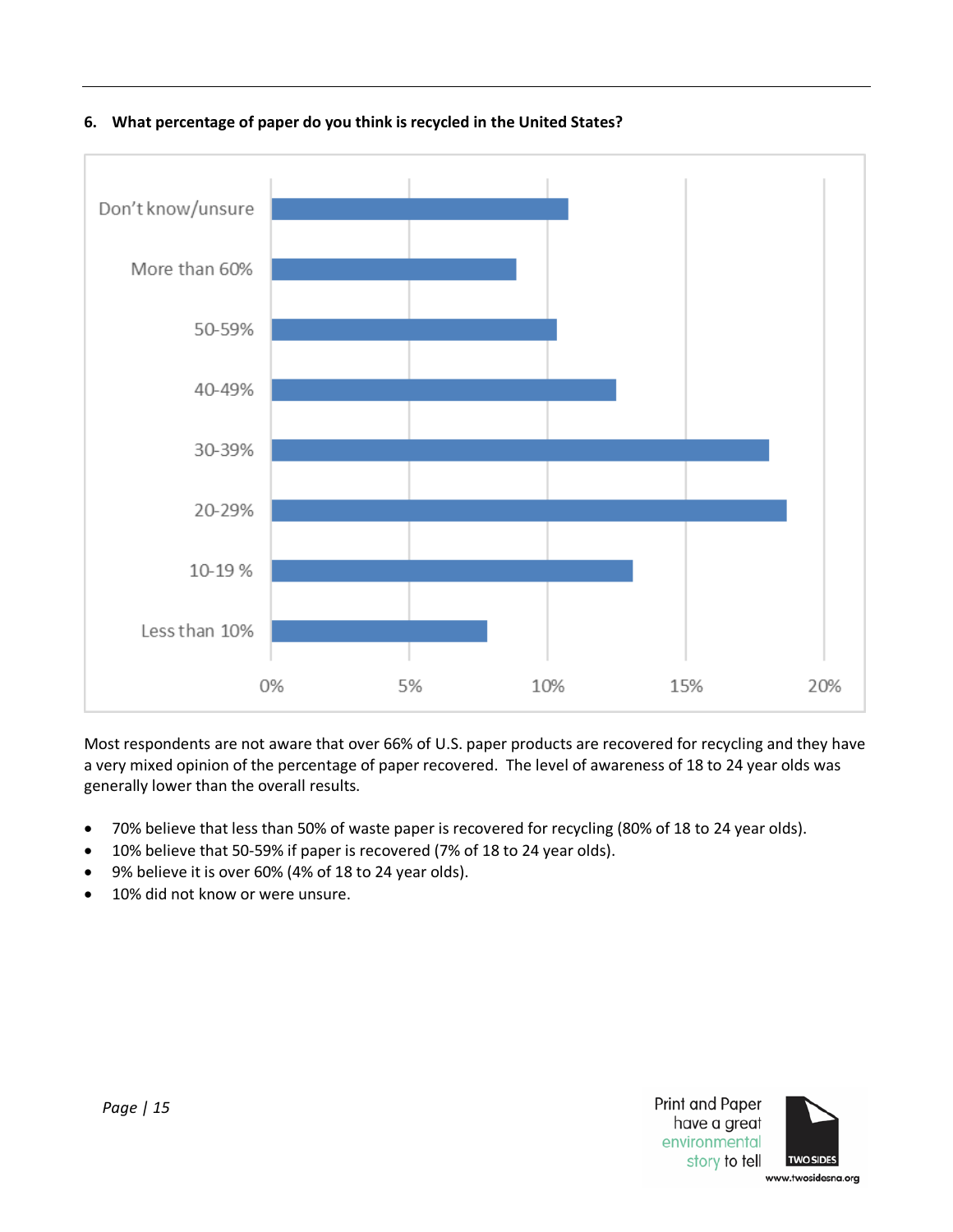**6. What percentage of paper do you think is recycled in the United States?**

Most respondents are not aware that over 66% of U.S. paper products are recovered for recycling and they have a very mixed opinion of the percentage of paper recovered. The level of awareness of 18 to 24 year olds was generally lower than the overall results.

- 70% believe that less than 50% of waste paper is recovered for recycling (80% of 18 to 24 year olds).
- 10% believe that 50-59% if paper is recovered (7% of 18 to 24 year olds).
- 9% believe it is over 60% (4% of 18 to 24 year olds).
- 10% did not know or were unsure.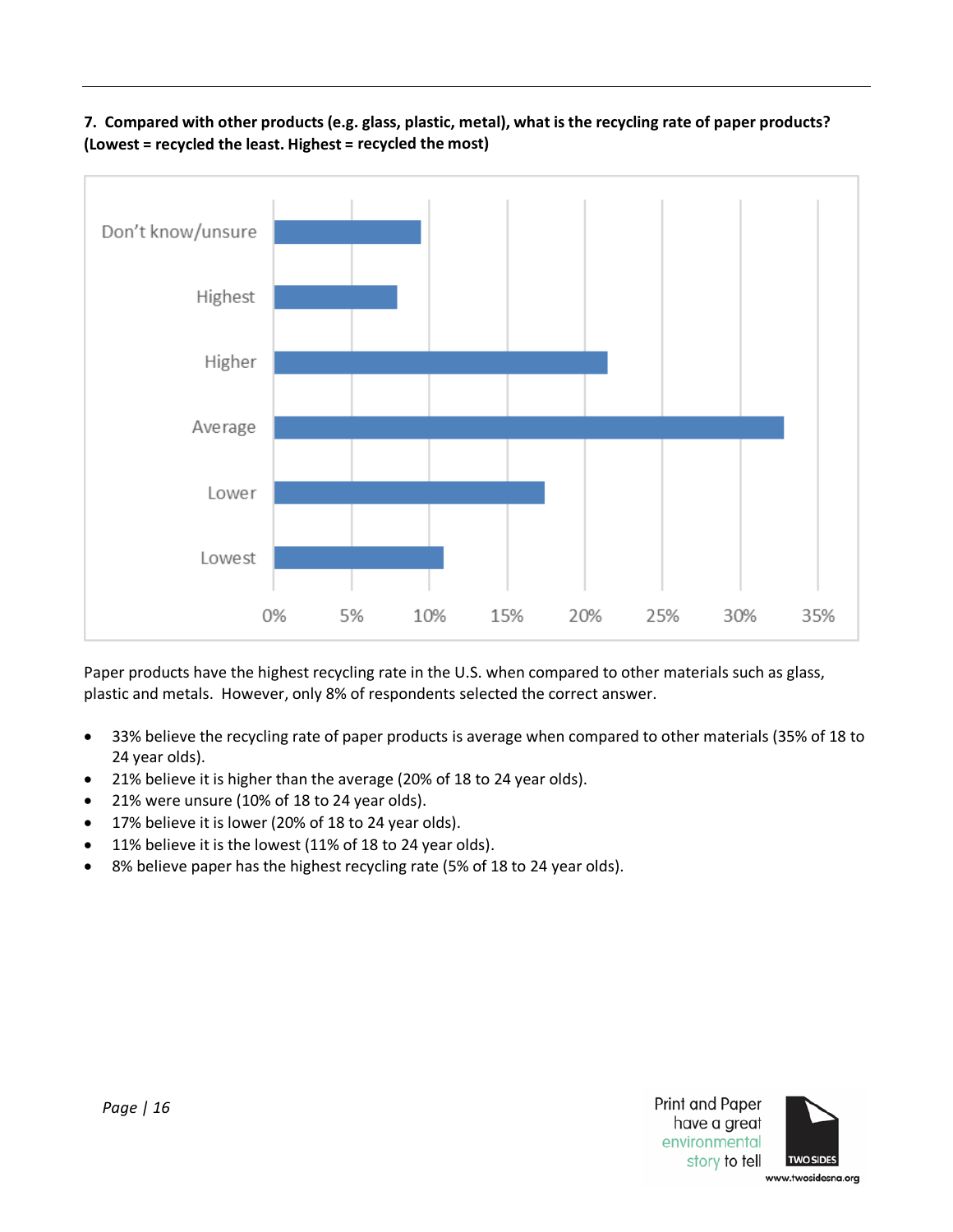**7. Compared with other products (e.g. glass, plastic, metal), what is the recycling rate of paper products? (Lowest = recycled the least. Highest = recycled the most)**

Paper products have the highest recycling rate in the U.S. when compared to other materials such as glass, plastic and metals. However, only 8% of respondents selected the correct answer.

- 33% believe the recycling rate of paper products is average when compared to other materials (35% of 18 to 24 year olds).
- 21% believe it is higher than the average (20% of 18 to 24 year olds).
- 21% were unsure (10% of 18 to 24 year olds).
- 17% believe it is lower (20% of 18 to 24 year olds).
- 11% believe it is the lowest (11% of 18 to 24 year olds).
- 8% believe paper has the highest recycling rate (5% of 18 to 24 year olds).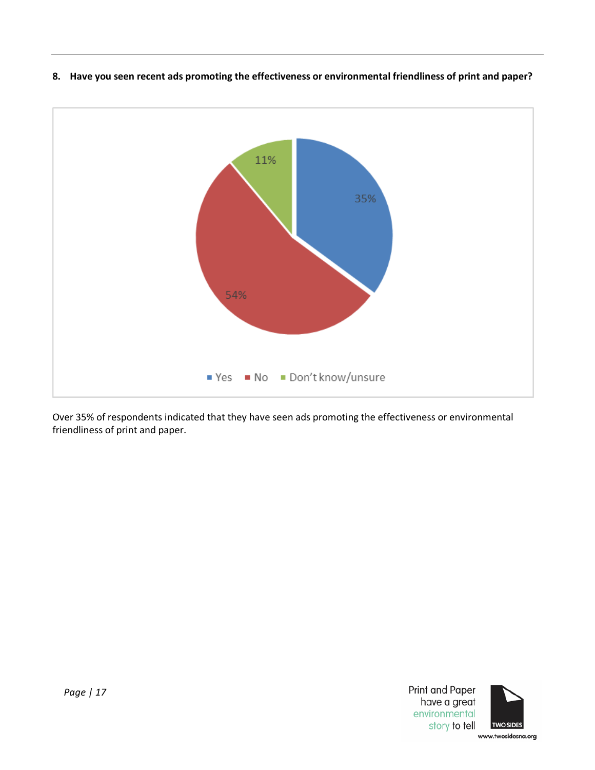**8. Have you seen recent ads promoting the effectiveness or environmental friendliness of print and paper?**

| Response | Percentage |
| --- | --- |
| Yes | 35% |
| No | 54% |
| Don't know/unsure | 11% |

Over 35% of respondents indicated that they have seen ads promoting the effectiveness or environmental friendliness of print and paper.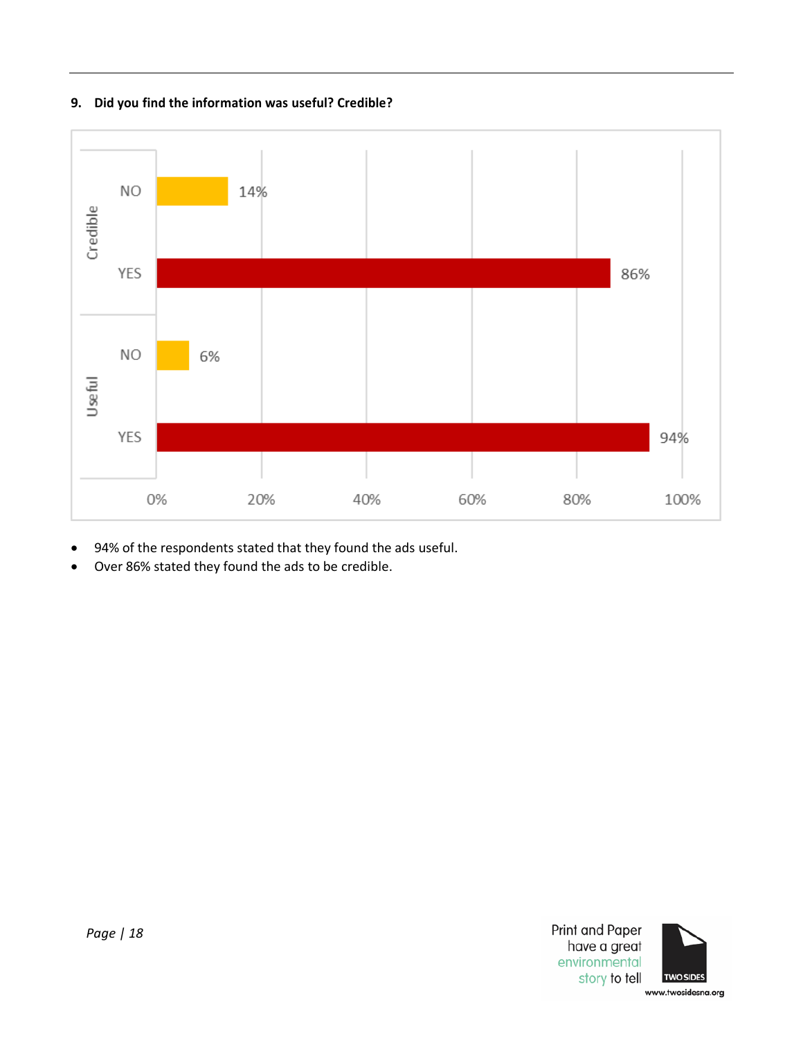**9. Did you find the information was useful? Credible?**

| | | |
|---|---|---|
| Credible | NO | 14% |
| | YES | 86% |
| Useful | NO | 6% |
| | YES | 94% |

- 94% of the respondents stated that they found the ads useful.
- Over 86% stated they found the ads to be credible.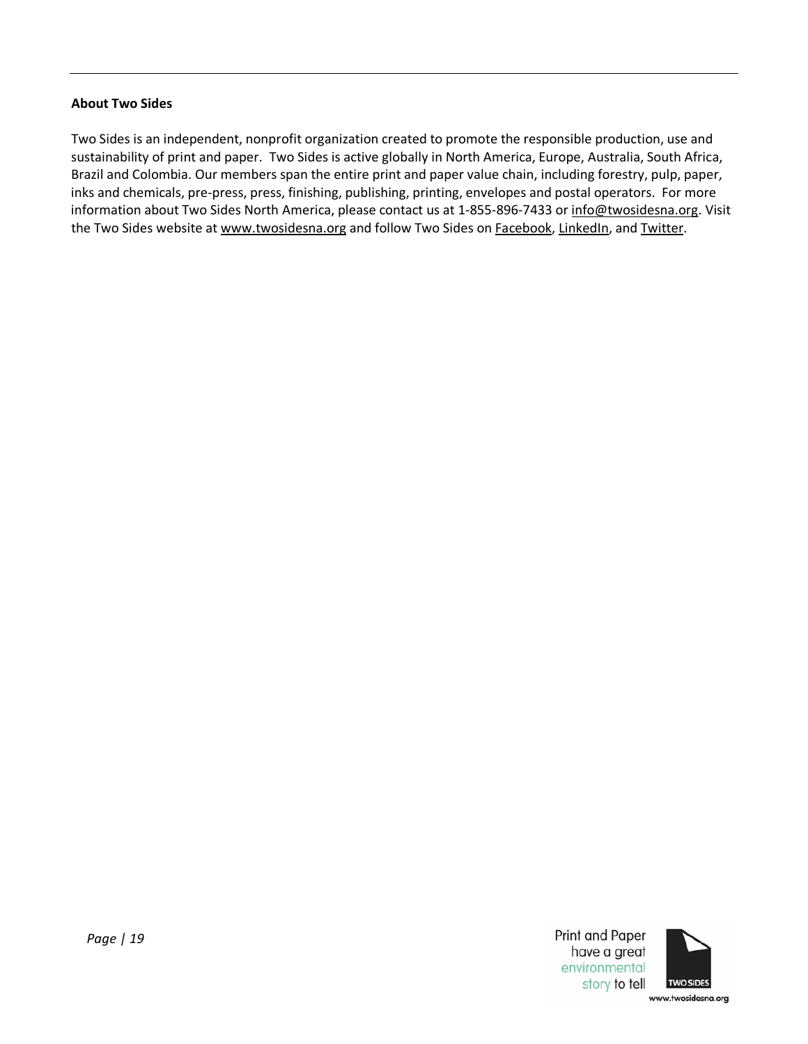**About Two Sides**

Two Sides is an independent, nonprofit organization created to promote the responsible production, use and sustainability of print and paper. Two Sides is active globally in North America, Europe, Australia, South Africa, Brazil and Colombia. Our members span the entire print and paper value chain, including forestry, pulp, paper, inks and chemicals, pre-press, press, finishing, publishing, printing, envelopes and postal operators. For more information about Two Sides North America, please contact us at 1-855-896-7433 or info@twosidesna.org. Visit the Two Sides website at www.twosidesna.org and follow Two Sides on Facebook, LinkedIn, and Twitter.